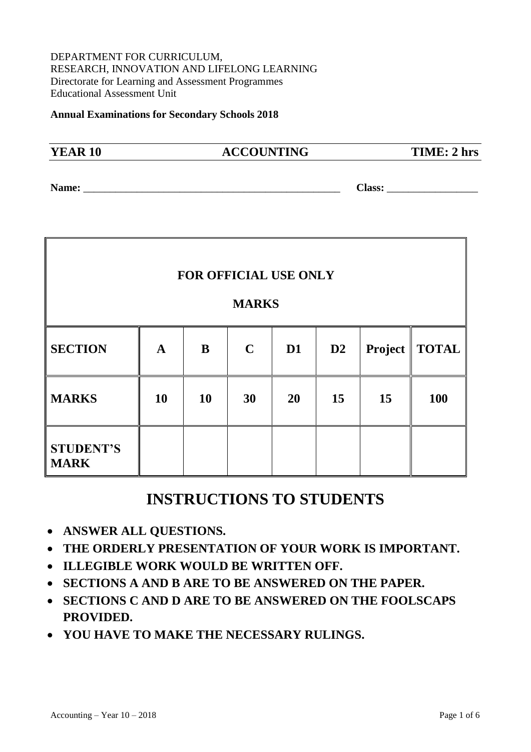DEPARTMENT FOR CURRICULUM,
RESEARCH, INNOVATION AND LIFELONG LEARNING
Directorate for Learning and Assessment Programmes
Educational Assessment Unit

**Annual Examinations for Secondary Schools 2018**

| **YEAR 10** | **ACCOUNTING** | **TIME: 2 hrs** |
|---|---|---|

**Name:** ________________________________________________ **Class:** ________________

| **FOR OFFICIAL USE ONLY** | | | | | | | |
|---|---|---|---|---|---|---|---|
| **MARKS** | | | | | | | |
| **SECTION** | **A** | **B** | **C** | **D1** | **D2** | **Project** | **TOTAL** |
| **MARKS** | **10** | **10** | **30** | **20** | **15** | **15** | **100** |
| **STUDENT'S MARK** | | | | | | | |

## INSTRUCTIONS TO STUDENTS

- **ANSWER ALL QUESTIONS.**
- **THE ORDERLY PRESENTATION OF YOUR WORK IS IMPORTANT.**
- **ILLEGIBLE WORK WOULD BE WRITTEN OFF.**
- **SECTIONS A AND B ARE TO BE ANSWERED ON THE PAPER.**
- **SECTIONS C AND D ARE TO BE ANSWERED ON THE FOOLSCAPS PROVIDED.**
- **YOU HAVE TO MAKE THE NECESSARY RULINGS.**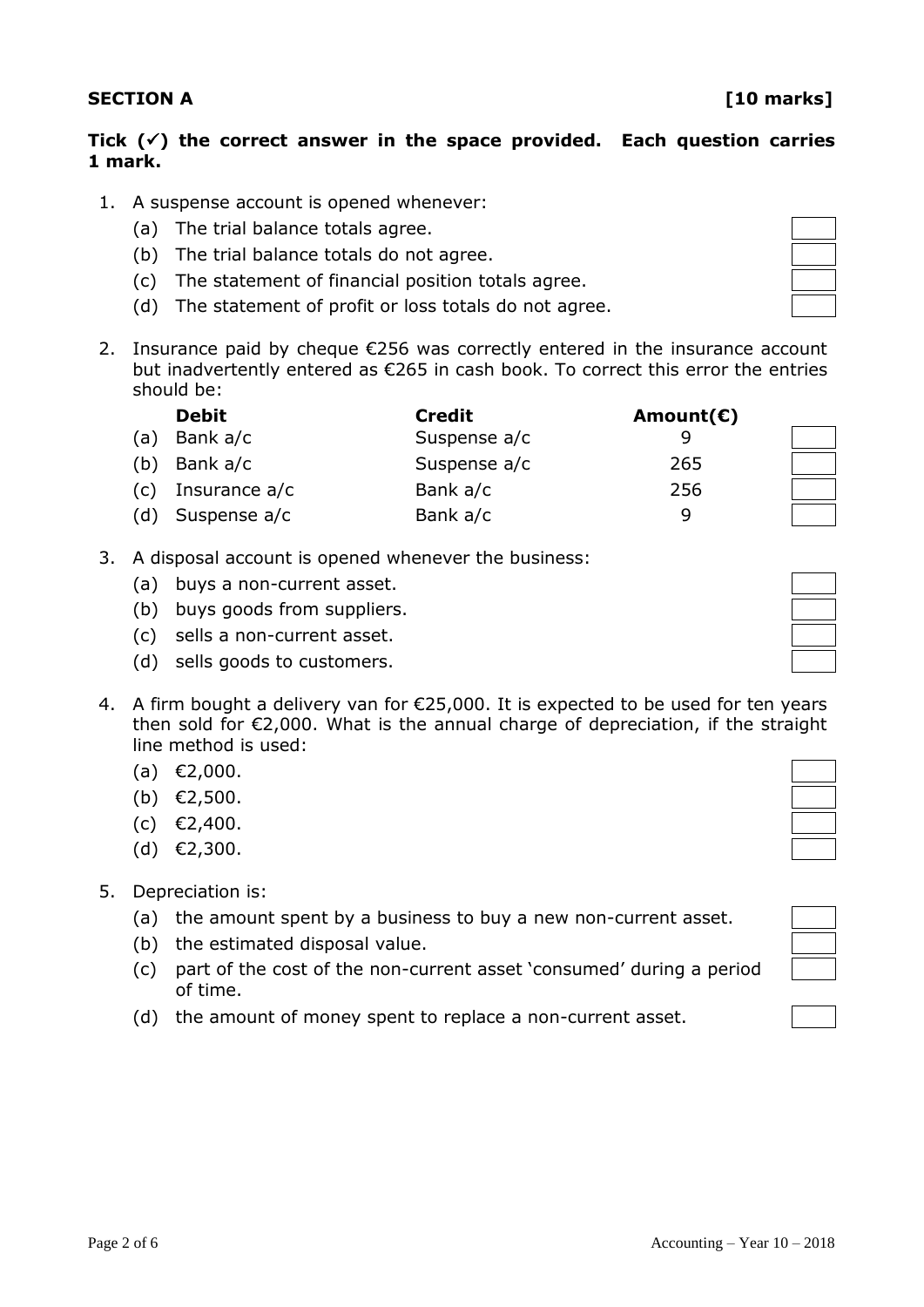**SECTION A** **[10 marks]**

**Tick (✓) the correct answer in the space provided. Each question carries 1 mark.**

1. A suspense account is opened whenever:
   - (a) The trial balance totals agree.
   - (b) The trial balance totals do not agree.
   - (c) The statement of financial position totals agree.
   - (d) The statement of profit or loss totals do not agree.

2. Insurance paid by cheque €256 was correctly entered in the insurance account but inadvertently entered as €265 in cash book. To correct this error the entries should be:

| | Debit | Credit | Amount(€) |
|---|---|---|---|
| (a) | Bank a/c | Suspense a/c | 9 |
| (b) | Bank a/c | Suspense a/c | 265 |
| (c) | Insurance a/c | Bank a/c | 256 |
| (d) | Suspense a/c | Bank a/c | 9 |

3. A disposal account is opened whenever the business:
   - (a) buys a non-current asset.
   - (b) buys goods from suppliers.
   - (c) sells a non-current asset.
   - (d) sells goods to customers.

4. A firm bought a delivery van for €25,000. It is expected to be used for ten years then sold for €2,000. What is the annual charge of depreciation, if the straight line method is used:
   - (a) €2,000.
   - (b) €2,500.
   - (c) €2,400.
   - (d) €2,300.

5. Depreciation is:
   - (a) the amount spent by a business to buy a new non-current asset.
   - (b) the estimated disposal value.
   - (c) part of the cost of the non-current asset 'consumed' during a period of time.
   - (d) the amount of money spent to replace a non-current asset.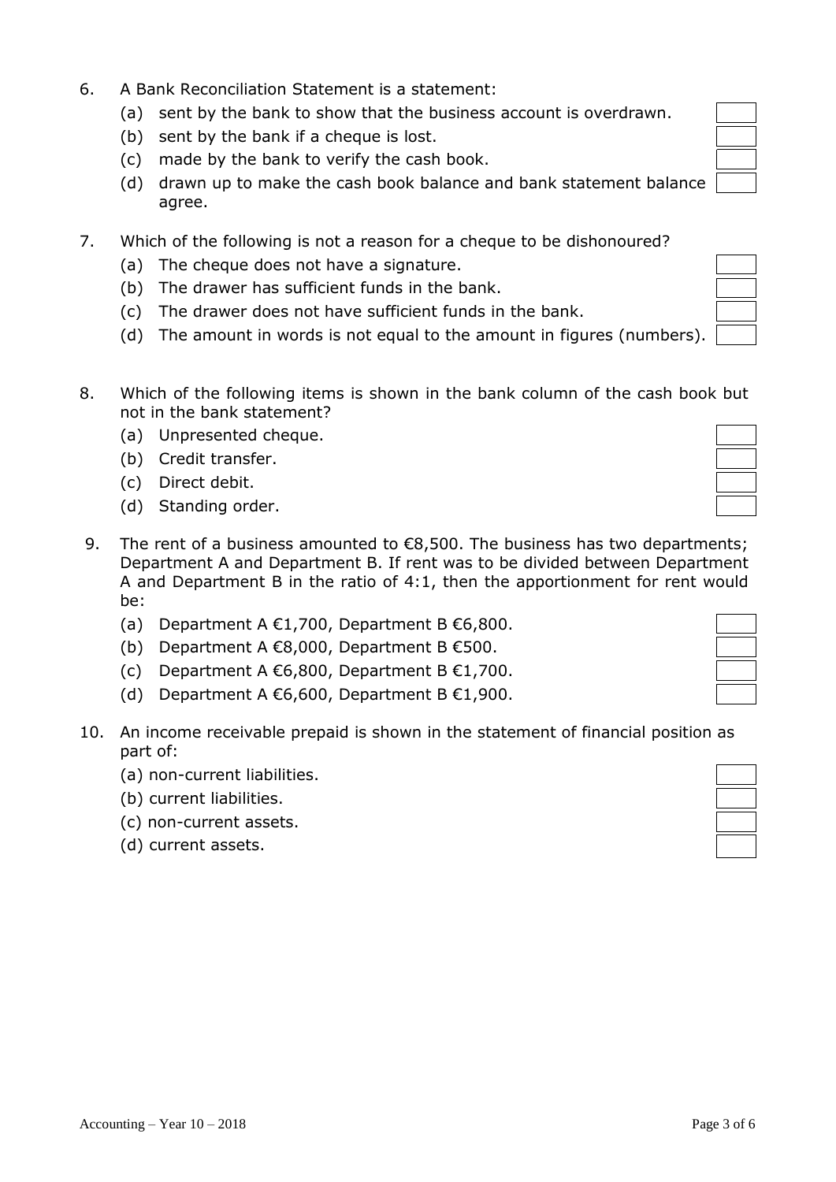6. A Bank Reconciliation Statement is a statement:
   (a) sent by the bank to show that the business account is overdrawn.
   (b) sent by the bank if a cheque is lost.
   (c) made by the bank to verify the cash book.
   (d) drawn up to make the cash book balance and bank statement balance agree.

7. Which of the following is not a reason for a cheque to be dishonoured?
   (a) The cheque does not have a signature.
   (b) The drawer has sufficient funds in the bank.
   (c) The drawer does not have sufficient funds in the bank.
   (d) The amount in words is not equal to the amount in figures (numbers).

8. Which of the following items is shown in the bank column of the cash book but not in the bank statement?
   (a) Unpresented cheque.
   (b) Credit transfer.
   (c) Direct debit.
   (d) Standing order.

9. The rent of a business amounted to €8,500. The business has two departments; Department A and Department B. If rent was to be divided between Department A and Department B in the ratio of 4:1, then the apportionment for rent would be:
   (a) Department A €1,700, Department B €6,800.
   (b) Department A €8,000, Department B €500.
   (c) Department A €6,800, Department B €1,700.
   (d) Department A €6,600, Department B €1,900.

10. An income receivable prepaid is shown in the statement of financial position as part of:
    (a) non-current liabilities.
    (b) current liabilities.
    (c) non-current assets.
    (d) current assets.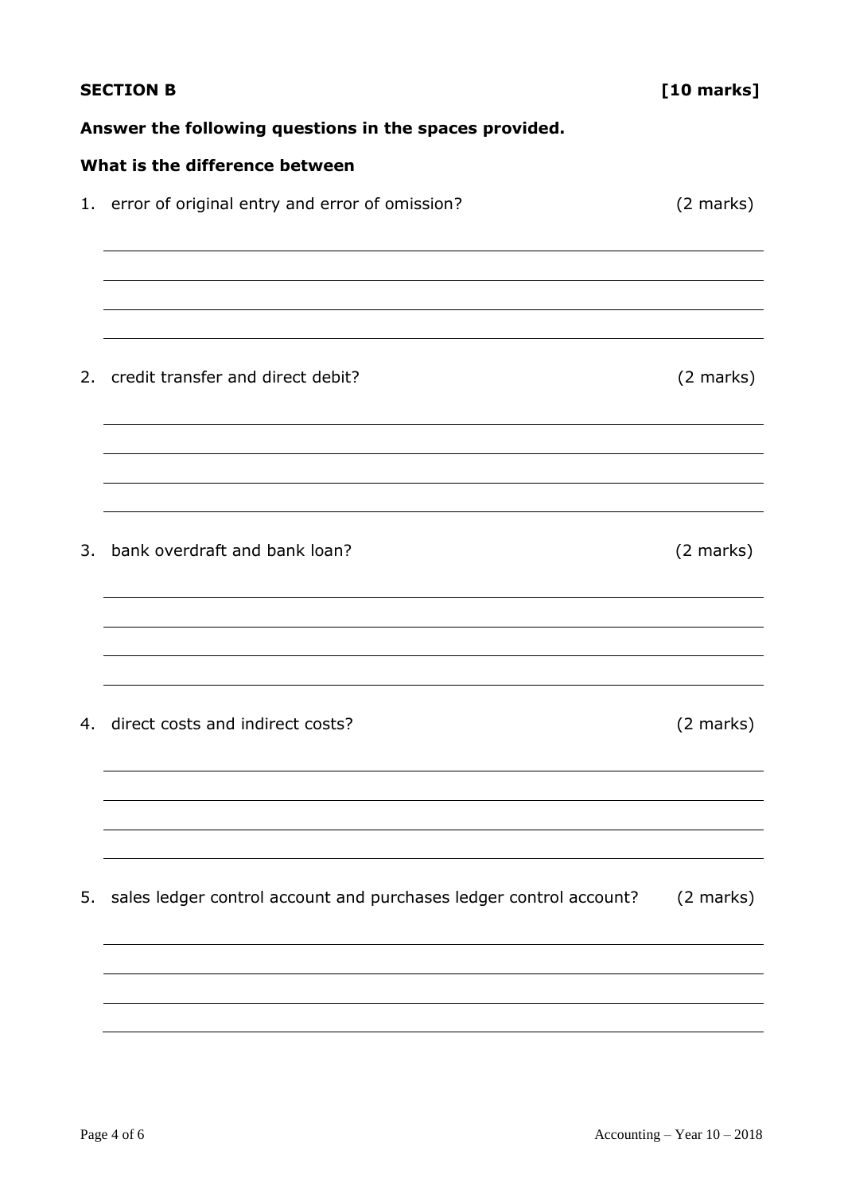**SECTION B** **[10 marks]**

**Answer the following questions in the spaces provided.**

**What is the difference between**

1. error of original entry and error of omission? (2 marks)

2. credit transfer and direct debit? (2 marks)

3. bank overdraft and bank loan? (2 marks)

4. direct costs and indirect costs? (2 marks)

5. sales ledger control account and purchases ledger control account? (2 marks)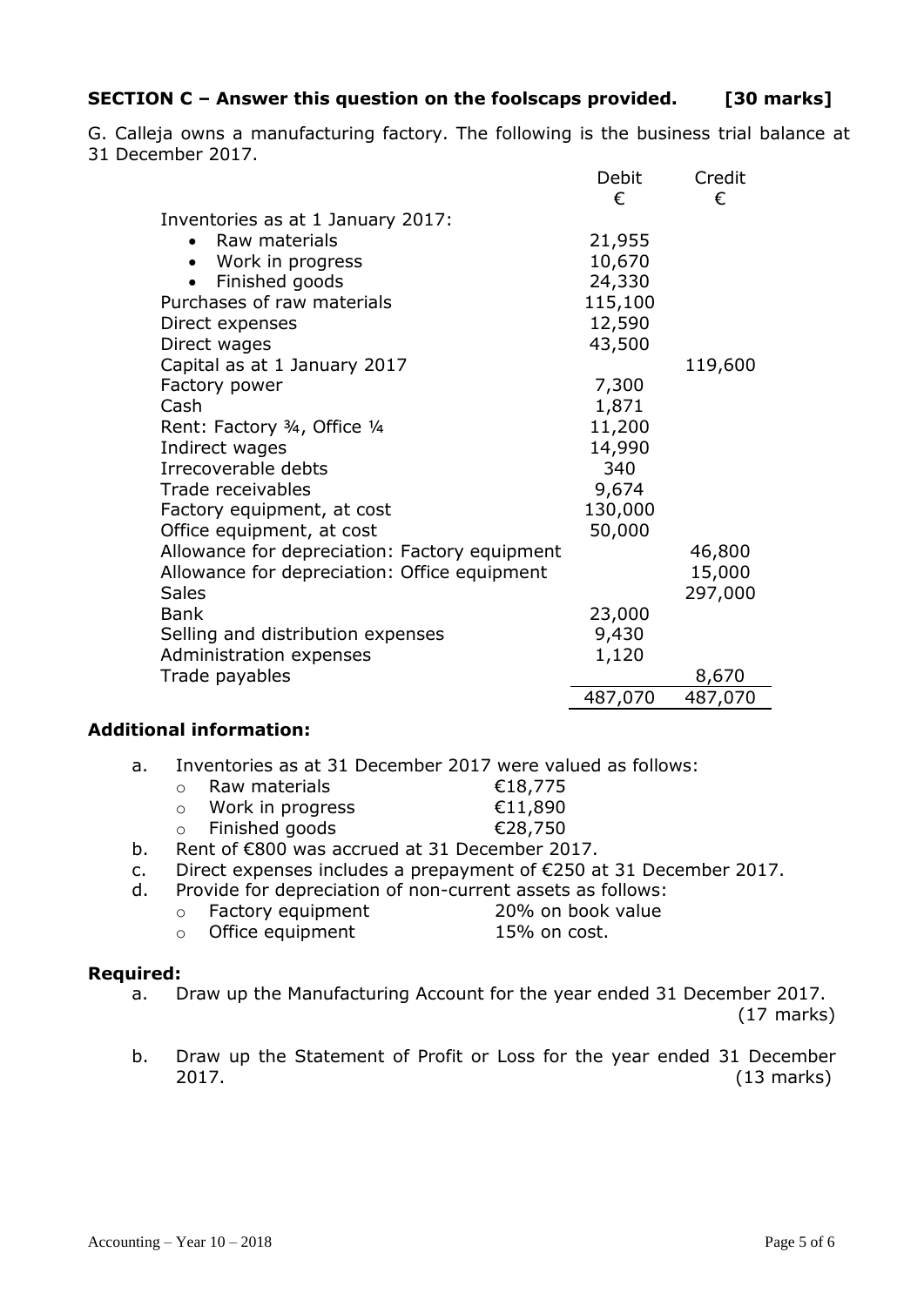**SECTION C – Answer this question on the foolscaps provided. [30 marks]**

G. Calleja owns a manufacturing factory. The following is the business trial balance at 31 December 2017.

| | Debit € | Credit € |
|---|---|---|
| Inventories as at 1 January 2017: | | |
| • Raw materials | 21,955 | |
| • Work in progress | 10,670 | |
| • Finished goods | 24,330 | |
| Purchases of raw materials | 115,100 | |
| Direct expenses | 12,590 | |
| Direct wages | 43,500 | |
| Capital as at 1 January 2017 | | 119,600 |
| Factory power | 7,300 | |
| Cash | 1,871 | |
| Rent: Factory ¾, Office ¼ | 11,200 | |
| Indirect wages | 14,990 | |
| Irrecoverable debts | 340 | |
| Trade receivables | 9,674 | |
| Factory equipment, at cost | 130,000 | |
| Office equipment, at cost | 50,000 | |
| Allowance for depreciation: Factory equipment | | 46,800 |
| Allowance for depreciation: Office equipment | | 15,000 |
| Sales | | 297,000 |
| Bank | 23,000 | |
| Selling and distribution expenses | 9,430 | |
| Administration expenses | 1,120 | |
| Trade payables | | 8,670 |
| | 487,070 | 487,070 |

**Additional information:**

a. Inventories as at 31 December 2017 were valued as follows:
   - Raw materials €18,775
   - Work in progress €11,890
   - Finished goods €28,750

b. Rent of €800 was accrued at 31 December 2017.

c. Direct expenses includes a prepayment of €250 at 31 December 2017.

d. Provide for depreciation of non-current assets as follows:
   - Factory equipment 20% on book value
   - Office equipment 15% on cost.

**Required:**

a. Draw up the Manufacturing Account for the year ended 31 December 2017. (17 marks)

b. Draw up the Statement of Profit or Loss for the year ended 31 December 2017. (13 marks)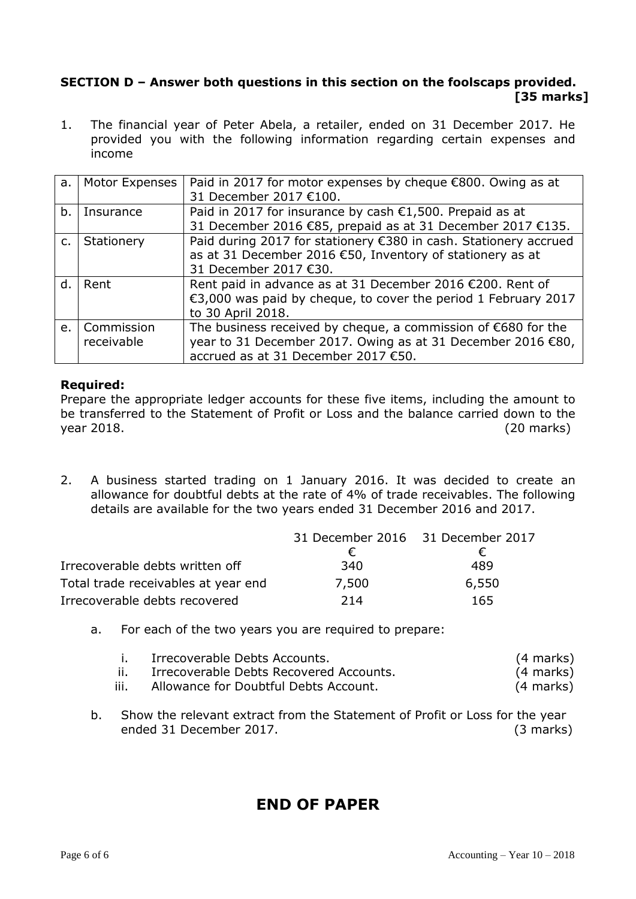## SECTION D – Answer both questions in this section on the foolscaps provided. [35 marks]

1. The financial year of Peter Abela, a retailer, ended on 31 December 2017. He provided you with the following information regarding certain expenses and income

| | | |
|---|---|---|
| a. | Motor Expenses | Paid in 2017 for motor expenses by cheque €800. Owing as at 31 December 2017 €100. |
| b. | Insurance | Paid in 2017 for insurance by cash €1,500. Prepaid as at 31 December 2016 €85, prepaid as at 31 December 2017 €135. |
| c. | Stationery | Paid during 2017 for stationery €380 in cash. Stationery accrued as at 31 December 2016 €50, Inventory of stationery as at 31 December 2017 €30. |
| d. | Rent | Rent paid in advance as at 31 December 2016 €200. Rent of €3,000 was paid by cheque, to cover the period 1 February 2017 to 30 April 2018. |
| e. | Commission receivable | The business received by cheque, a commission of €680 for the year to 31 December 2017. Owing as at 31 December 2016 €80, accrued as at 31 December 2017 €50. |

**Required:**

Prepare the appropriate ledger accounts for these five items, including the amount to be transferred to the Statement of Profit or Loss and the balance carried down to the year 2018. (20 marks)

2. A business started trading on 1 January 2016. It was decided to create an allowance for doubtful debts at the rate of 4% of trade receivables. The following details are available for the two years ended 31 December 2016 and 2017.

| | 31 December 2016 | 31 December 2017 |
|---|---|---|
| | € | € |
| Irrecoverable debts written off | 340 | 489 |
| Total trade receivables at year end | 7,500 | 6,550 |
| Irrecoverable debts recovered | 214 | 165 |

a. For each of the two years you are required to prepare:

   i. Irrecoverable Debts Accounts. (4 marks)
   
   ii. Irrecoverable Debts Recovered Accounts. (4 marks)
   
   iii. Allowance for Doubtful Debts Account. (4 marks)

b. Show the relevant extract from the Statement of Profit or Loss for the year ended 31 December 2017. (3 marks)

# END OF PAPER